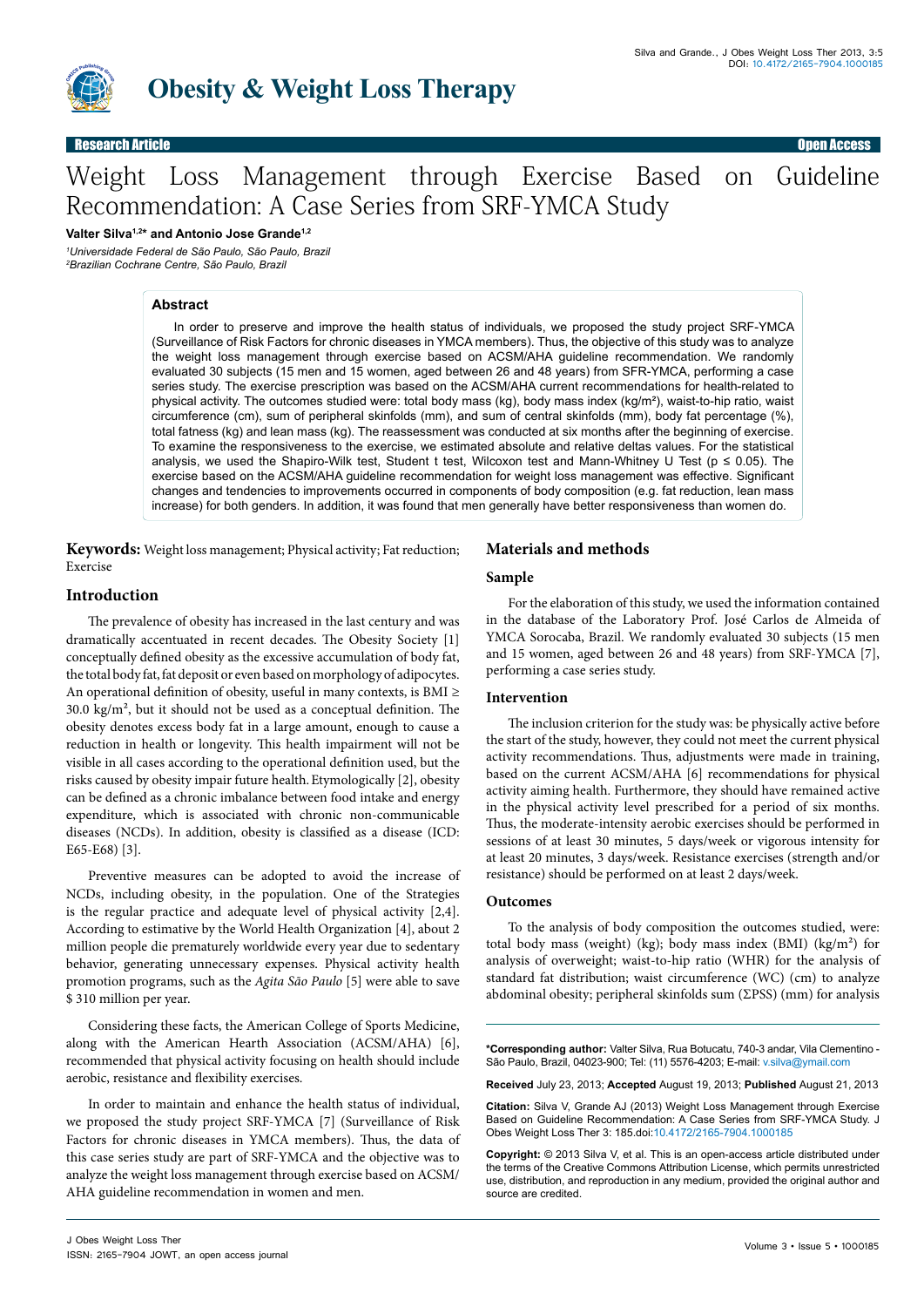# Obesity & Weight Loss Therapy

Research Article | Open Access

# Weight Loss Management through Exercise Based on Guideline Recommendation: A Case Series from SRF-YMCA Study

**Valter Silva[1,2*] and Antonio Jose Grande[1,2]**

*[1]Universidade Federal de São Paulo, São Paulo, Brazil*
*[2]Brazilian Cochrane Centre, São Paulo, Brazil*

## Abstract

In order to preserve and improve the health status of individuals, we proposed the study project SRF-YMCA (Surveillance of Risk Factors for chronic diseases in YMCA members). Thus, the objective of this study was to analyze the weight loss management through exercise based on ACSM/AHA guideline recommendation. We randomly evaluated 30 subjects (15 men and 15 women, aged between 26 and 48 years) from SFR-YMCA, performing a case series study. The exercise prescription was based on the ACSM/AHA current recommendations for health-related to physical activity. The outcomes studied were: total body mass (kg), body mass index (kg/m²), waist-to-hip ratio, waist circumference (cm), sum of peripheral skinfolds (mm), and sum of central skinfolds (mm), body fat percentage (%), total fatness (kg) and lean mass (kg). The reassessment was conducted at six months after the beginning of exercise. To examine the responsiveness to the exercise, we estimated absolute and relative deltas values. For the statistical analysis, we used the Shapiro-Wilk test, Student t test, Wilcoxon test and Mann-Whitney U Test ($p \leq 0.05$). The exercise based on the ACSM/AHA guideline recommendation for weight loss management was effective. Significant changes and tendencies to improvements occurred in components of body composition (e.g. fat reduction, lean mass increase) for both genders. In addition, it was found that men generally have better responsiveness than women do.

**Keywords:** Weight loss management; Physical activity; Fat reduction; Exercise

## Introduction

The prevalence of obesity has increased in the last century and was dramatically accentuated in recent decades. The Obesity Society [1] conceptually defined obesity as the excessive accumulation of body fat, the total body fat, fat deposit or even based on morphology of adipocytes. An operational definition of obesity, useful in many contexts, is BMI ≥ 30.0 kg/m², but it should not be used as a conceptual definition. The obesity denotes excess body fat in a large amount, enough to cause a reduction in health or longevity. This health impairment will not be visible in all cases according to the operational definition used, but the risks caused by obesity impair future health. Etymologically [2], obesity can be defined as a chronic imbalance between food intake and energy expenditure, which is associated with chronic non-communicable diseases (NCDs). In addition, obesity is classified as a disease (ICD: E65-E68) [3].

Preventive measures can be adopted to avoid the increase of NCDs, including obesity, in the population. One of the Strategies is the regular practice and adequate level of physical activity [2,4]. According to estimative by the World Health Organization [4], about 2 million people die prematurely worldwide every year due to sedentary behavior, generating unnecessary expenses. Physical activity health promotion programs, such as the *Agita São Paulo* [5] were able to save $ 310 million per year.

Considering these facts, the American College of Sports Medicine, along with the American Hearth Association (ACSM/AHA) [6], recommended that physical activity focusing on health should include aerobic, resistance and flexibility exercises.

In order to maintain and enhance the health status of individual, we proposed the study project SRF-YMCA [7] (Surveillance of Risk Factors for chronic diseases in YMCA members). Thus, the data of this case series study are part of SRF-YMCA and the objective was to analyze the weight loss management through exercise based on ACSM/AHA guideline recommendation in women and men.

## Materials and methods

### Sample

For the elaboration of this study, we used the information contained in the database of the Laboratory Prof. José Carlos de Almeida of YMCA Sorocaba, Brazil. We randomly evaluated 30 subjects (15 men and 15 women, aged between 26 and 48 years) from SRF-YMCA [7], performing a case series study.

### Intervention

The inclusion criterion for the study was: be physically active before the start of the study, however, they could not meet the current physical activity recommendations. Thus, adjustments were made in training, based on the current ACSM/AHA [6] recommendations for physical activity aiming health. Furthermore, they should have remained active in the physical activity level prescribed for a period of six months. Thus, the moderate-intensity aerobic exercises should be performed in sessions of at least 30 minutes, 5 days/week or vigorous intensity for at least 20 minutes, 3 days/week. Resistance exercises (strength and/or resistance) should be performed on at least 2 days/week.

### Outcomes

To the analysis of body composition the outcomes studied, were: total body mass (weight) (kg); body mass index (BMI) (kg/m²) for analysis of overweight; waist-to-hip ratio (WHR) for the analysis of standard fat distribution; waist circumference (WC) (cm) to analyze abdominal obesity; peripheral skinfolds sum (ΣPSS) (mm) for analysis

---

**\*Corresponding author:** Valter Silva, Rua Botucatu, 740-3 andar, Vila Clementino - São Paulo, Brazil, 04023-900; Tel: (11) 5576-4203; E-mail: v.silva@ymail.com

**Received** July 23, 2013; **Accepted** August 19, 2013; **Published** August 21, 2013

**Citation:** Silva V, Grande AJ (2013) Weight Loss Management through Exercise Based on Guideline Recommendation: A Case Series from SRF-YMCA Study. J Obes Weight Loss Ther 3: 185.doi:10.4172/2165-7904.1000185

**Copyright:** © 2013 Silva V, et al. This is an open-access article distributed under the terms of the Creative Commons Attribution License, which permits unrestricted use, distribution, and reproduction in any medium, provided the original author and source are credited.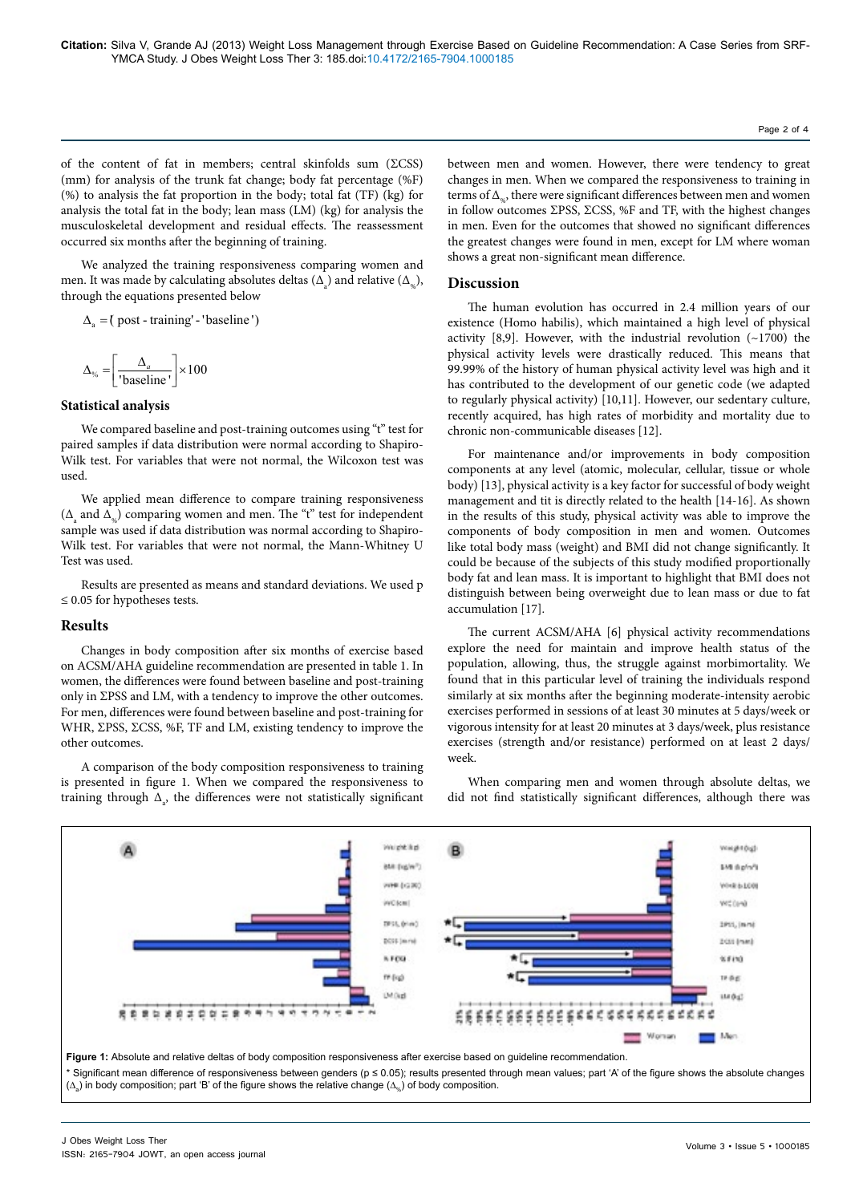of the content of fat in members; central skinfolds sum (ΣCSS) (mm) for analysis of the trunk fat change; body fat percentage (%F) (%) to analysis the fat proportion in the body; total fat (TF) (kg) for analysis the total fat in the body; lean mass (LM) (kg) for analysis the musculoskeletal development and residual effects. The reassessment occurred six months after the beginning of training.

We analyzed the training responsiveness comparing women and men. It was made by calculating absolutes deltas ($\Delta_a$) and relative ($\Delta_\%$), through the equations presented below

$$\Delta_a = (\text{ post - training'} - \text{'baseline'})$$

$$\Delta_\% = \left[\frac{\Delta_a}{\text{'baseline'}}\right] \times 100$$

### Statistical analysis

We compared baseline and post-training outcomes using "t" test for paired samples if data distribution were normal according to Shapiro-Wilk test. For variables that were not normal, the Wilcoxon test was used.

We applied mean difference to compare training responsiveness ($\Delta_a$ and $\Delta_\%$) comparing women and men. The "t" test for independent sample was used if data distribution was normal according to Shapiro-Wilk test. For variables that were not normal, the Mann-Whitney U Test was used.

Results are presented as means and standard deviations. We used $p \leq 0.05$ for hypotheses tests.

## Results

Changes in body composition after six months of exercise based on ACSM/AHA guideline recommendation are presented in table 1. In women, the differences were found between baseline and post-training only in ΣPSS and LM, with a tendency to improve the other outcomes. For men, differences were found between baseline and post-training for WHR, ΣPSS, ΣCSS, %F, TF and LM, existing tendency to improve the other outcomes.

A comparison of the body composition responsiveness to training is presented in figure 1. When we compared the responsiveness to training through $\Delta_a$, the differences were not statistically significant between men and women. However, there were tendency to great changes in men. When we compared the responsiveness to training in terms of $\Delta_\%$, there were significant differences between men and women in follow outcomes ΣPSS, ΣCSS, %F and TF, with the highest changes in men. Even for the outcomes that showed no significant differences the greatest changes were found in men, except for LM where woman shows a great non-significant mean difference.

## Discussion

The human evolution has occurred in 2.4 million years of our existence (Homo habilis), which maintained a high level of physical activity [8,9]. However, with the industrial revolution (~1700) the physical activity levels were drastically reduced. This means that 99.99% of the history of human physical activity level was high and it has contributed to the development of our genetic code (we adapted to regularly physical activity) [10,11]. However, our sedentary culture, recently acquired, has high rates of morbidity and mortality due to chronic non-communicable diseases [12].

For maintenance and/or improvements in body composition components at any level (atomic, molecular, cellular, tissue or whole body) [13], physical activity is a key factor for successful of body weight management and tit is directly related to the health [14-16]. As shown in the results of this study, physical activity was able to improve the components of body composition in men and women. Outcomes like total body mass (weight) and BMI did not change significantly. It could be because of the subjects of this study modified proportionally body fat and lean mass. It is important to highlight that BMI does not distinguish between being overweight due to lean mass or due to fat accumulation [17].

The current ACSM/AHA [6] physical activity recommendations explore the need for maintain and improve health status of the population, allowing, thus, the struggle against morbimortality. We found that in this particular level of training the individuals respond similarly at six months after the beginning moderate-intensity aerobic exercises performed in sessions of at least 30 minutes at 5 days/week or vigorous intensity for at least 20 minutes at 3 days/week, plus resistance exercises (strength and/or resistance) performed on at least 2 days/week.

When comparing men and women through absolute deltas, we did not find statistically significant differences, although there was

A

Weight (kg)
BMI (kg/m²)
WHR (x100)
WC (cm)
ΣPSS (mm)
ΣCSS (mm)
% F (%)
TF (kg)
LM (kg)

B

Weight (kg)
BMI (kg/m²)
WHR (x100)
WC (cm)
ΣPSS (mm)
ΣCSS (mm)
% F (%)
TF (kg)
LM (kg)

Women
Men

**Figure 1:** Absolute and relative deltas of body composition responsiveness after exercise based on guideline recommendation.

\* Significant mean difference of responsiveness between genders ($p \leq 0.05$); results presented through mean values; part 'A' of the figure shows the absolute changes ($\Delta_a$) in body composition; part 'B' of the figure shows the relative change ($\Delta_\%$) of body composition.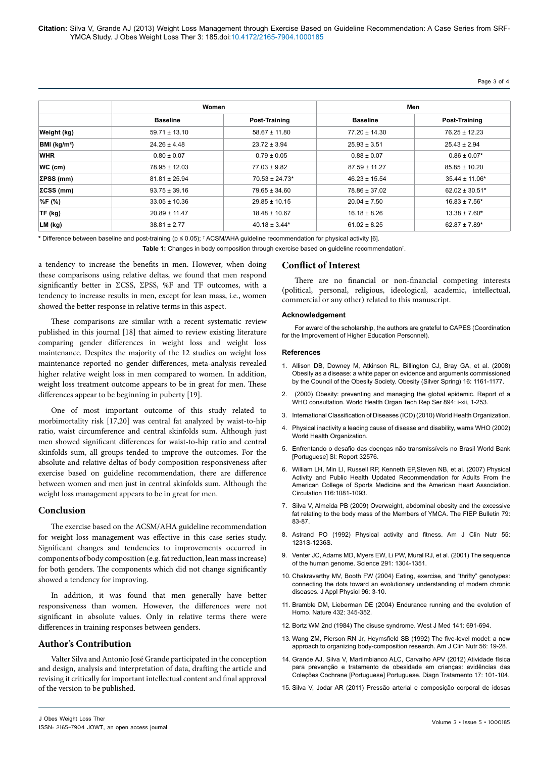| | Women | | Men | |
|---|---|---|---|---|
| | Baseline | Post-Training | Baseline | Post-Training |
| Weight (kg) | 59.71 ± 13.10 | 58.67 ± 11.80 | 77.20 ± 14.30 | 76.25 ± 12.23 |
| BMI (kg/m²) | 24.26 ± 4.48 | 23.72 ± 3.94 | 25.93 ± 3.51 | 25.43 ± 2.94 |
| WHR | 0.80 ± 0.07 | 0.79 ± 0.05 | 0.88 ± 0.07 | 0.86 ± 0.07* |
| WC (cm) | 78.95 ± 12.03 | 77.03 ± 9.82 | 87.59 ± 11.27 | 85.85 ± 10.20 |
| ΣPSS (mm) | 81.81 ± 25.94 | 70.53 ± 24.73* | 46.23 ± 15.54 | 35.44 ± 11.06* |
| ΣCSS (mm) | 93.75 ± 39.16 | 79.65 ± 34.60 | 78.86 ± 37.02 | 62.02 ± 30.51* |
| %F (%) | 33.05 ± 10.36 | 29.85 ± 10.15 | 20.04 ± 7.50 | 16.83 ± 7.56* |
| TF (kg) | 20.89 ± 11.47 | 18.48 ± 10.67 | 16.18 ± 8.26 | 13.38 ± 7.60* |
| LM (kg) | 38.81 ± 2.77 | 40.18 ± 3.44* | 61.02 ± 8.25 | 62.87 ± 7.89* |

\* Difference between baseline and post-training ($p \leq 0.05$); † ACSM/AHA guideline recommendation for physical activity [6].

**Table 1:** Changes in body composition through exercise based on guideline recommendation†.

a tendency to increase the benefits in men. However, when doing these comparisons using relative deltas, we found that men respond significantly better in ΣCSS, ΣPSS, %F and TF outcomes, with a tendency to increase results in men, except for lean mass, i.e., women showed the better response in relative terms in this aspect.

These comparisons are similar with a recent systematic review published in this journal [18] that aimed to review existing literature comparing gender differences in weight loss and weight loss maintenance. Despites the majority of the 12 studies on weight loss maintenance reported no gender differences, meta-analysis revealed higher relative weight loss in men compared to women. In addition, weight loss treatment outcome appears to be in great for men. These differences appear to be beginning in puberty [19].

One of most important outcome of this study related to morbimortality risk [17,20] was central fat analyzed by waist-to-hip ratio, waist circumference and central skinfolds sum. Although just men showed significant differences for waist-to-hip ratio and central skinfolds sum, all groups tended to improve the outcomes. For the absolute and relative deltas of body composition responsiveness after exercise based on guideline recommendation, there are difference between women and men just in central skinfolds sum. Although the weight loss management appears to be in great for men.

## Conclusion

The exercise based on the ACSM/AHA guideline recommendation for weight loss management was effective in this case series study. Significant changes and tendencies to improvements occurred in components of body composition (e.g. fat reduction, lean mass increase) for both genders. The components which did not change significantly showed a tendency for improving.

In addition, it was found that men generally have better responsiveness than women. However, the differences were not significant in absolute values. Only in relative terms there were differences in training responses between genders.

## Author's Contribution

Valter Silva and Antonio José Grande participated in the conception and design, analysis and interpretation of data, drafting the article and revising it critically for important intellectual content and final approval of the version to be published.

## Conflict of Interest

There are no financial or non-financial competing interests (political, personal, religious, ideological, academic, intellectual, commercial or any other) related to this manuscript.

### Acknowledgement

For award of the scholarship, the authors are grateful to CAPES (Coordination for the Improvement of Higher Education Personnel).

### References

1. Allison DB, Downey M, Atkinson RL, Billington CJ, Bray GA, et al. (2008) Obesity as a disease: a white paper on evidence and arguments commissioned by the Council of the Obesity Society. Obesity (Silver Spring) 16: 1161-1177.
2. (2000) Obesity: preventing and managing the global epidemic. Report of a WHO consultation. World Health Organ Tech Rep Ser 894: i-xii, 1-253.
3. International Classification of Diseases (ICD) (2010) World Health Organization.
4. Physical inactivity a leading cause of disease and disability, warns WHO (2002) World Health Organization.
5. Enfrentando o desafio das doenças não transmissíveis no Brasil World Bank [Portuguese] Sl: Report 32576.
6. William LH, Min LI, Russell RP, Kenneth EP,Steven NB, et al. (2007) Physical Activity and Public Health Updated Recommendation for Adults From the American College of Sports Medicine and the American Heart Association. Circulation 116:1081-1093.
7. Silva V, Almeida PB (2009) Overweight, abdominal obesity and the excessive fat relating to the body mass of the Members of YMCA. The FIEP Bulletin 79: 83-87.
8. Astrand PO (1992) Physical activity and fitness. Am J Clin Nutr 55: 1231S-1236S.
9. Venter JC, Adams MD, Myers EW, Li PW, Mural RJ, et al. (2001) The sequence of the human genome. Science 291: 1304-1351.
10. Chakravarthy MV, Booth FW (2004) Eating, exercise, and "thrifty" genotypes: connecting the dots toward an evolutionary understanding of modern chronic diseases. J Appl Physiol 96: 3-10.
11. Bramble DM, Lieberman DE (2004) Endurance running and the evolution of Homo. Nature 432: 345-352.
12. Bortz WM 2nd (1984) The disuse syndrome. West J Med 141: 691-694.
13. Wang ZM, Pierson RN Jr, Heymsfield SB (1992) The five-level model: a new approach to organizing body-composition research. Am J Clin Nutr 56: 19-28.
14. Grande AJ, Silva V, Martimbianco ALC, Carvalho APV (2012) Atividade física para prevenção e tratamento de obesidade em crianças: evidências das Coleções Cochrane [Portuguese] Portuguese. Diagn Tratamento 17: 101-104.
15. Silva V, Jodar AR (2011) Pressão arterial e composição corporal de idosas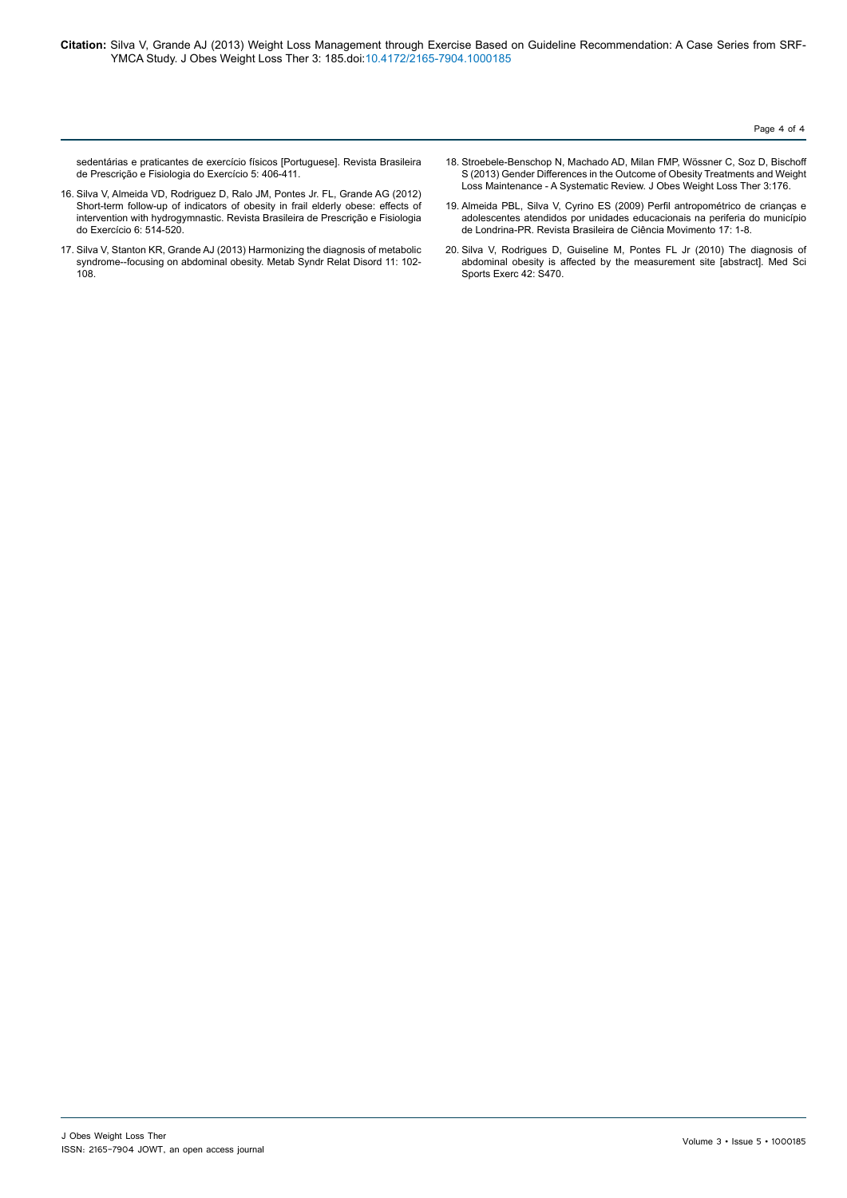sedentárias e praticantes de exercício físicos [Portuguese]. Revista Brasileira de Prescrição e Fisiologia do Exercício 5: 406-411.

16. Silva V, Almeida VD, Rodriguez D, Ralo JM, Pontes Jr. FL, Grande AG (2012) Short-term follow-up of indicators of obesity in frail elderly obese: effects of intervention with hydrogymnastic. Revista Brasileira de Prescrição e Fisiologia do Exercício 6: 514-520.

17. Silva V, Stanton KR, Grande AJ (2013) Harmonizing the diagnosis of metabolic syndrome--focusing on abdominal obesity. Metab Syndr Relat Disord 11: 102-108.

18. Stroebele-Benschop N, Machado AD, Milan FMP, Wössner C, Soz D, Bischoff S (2013) Gender Differences in the Outcome of Obesity Treatments and Weight Loss Maintenance - A Systematic Review. J Obes Weight Loss Ther 3:176.

19. Almeida PBL, Silva V, Cyrino ES (2009) Perfil antropométrico de crianças e adolescentes atendidos por unidades educacionais na periferia do município de Londrina-PR. Revista Brasileira de Ciência Movimento 17: 1-8.

20. Silva V, Rodrigues D, Guiseline M, Pontes FL Jr (2010) The diagnosis of abdominal obesity is affected by the measurement site [abstract]. Med Sci Sports Exerc 42: S470.